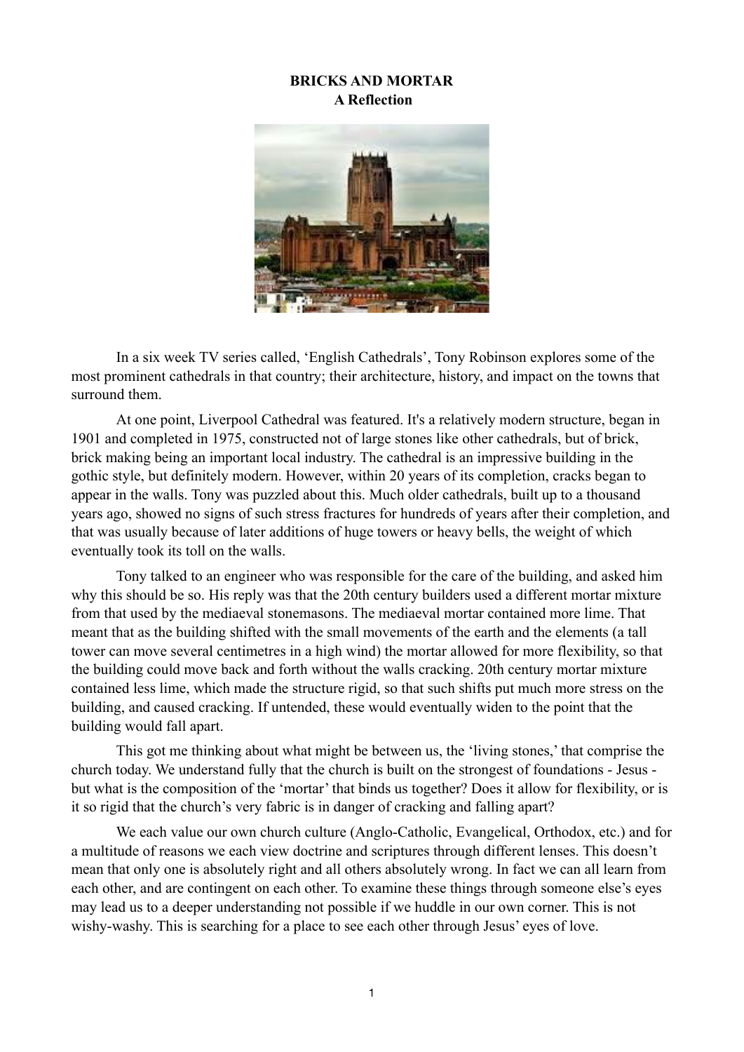**BRICKS AND MORTAR**
**A Reflection**

In a six week TV series called, 'English Cathedrals', Tony Robinson explores some of the most prominent cathedrals in that country; their architecture, history, and impact on the towns that surround them.

At one point, Liverpool Cathedral was featured. It's a relatively modern structure, began in 1901 and completed in 1975, constructed not of large stones like other cathedrals, but of brick, brick making being an important local industry. The cathedral is an impressive building in the gothic style, but definitely modern. However, within 20 years of its completion, cracks began to appear in the walls. Tony was puzzled about this. Much older cathedrals, built up to a thousand years ago, showed no signs of such stress fractures for hundreds of years after their completion, and that was usually because of later additions of huge towers or heavy bells, the weight of which eventually took its toll on the walls.

Tony talked to an engineer who was responsible for the care of the building, and asked him why this should be so. His reply was that the 20th century builders used a different mortar mixture from that used by the mediaeval stonemasons. The mediaeval mortar contained more lime. That meant that as the building shifted with the small movements of the earth and the elements (a tall tower can move several centimetres in a high wind) the mortar allowed for more flexibility, so that the building could move back and forth without the walls cracking. 20th century mortar mixture contained less lime, which made the structure rigid, so that such shifts put much more stress on the building, and caused cracking. If untended, these would eventually widen to the point that the building would fall apart.

This got me thinking about what might be between us, the 'living stones,' that comprise the church today. We understand fully that the church is built on the strongest of foundations - Jesus - but what is the composition of the 'mortar' that binds us together? Does it allow for flexibility, or is it so rigid that the church's very fabric is in danger of cracking and falling apart?

We each value our own church culture (Anglo-Catholic, Evangelical, Orthodox, etc.) and for a multitude of reasons we each view doctrine and scriptures through different lenses. This doesn't mean that only one is absolutely right and all others absolutely wrong. In fact we can all learn from each other, and are contingent on each other. To examine these things through someone else's eyes may lead us to a deeper understanding not possible if we huddle in our own corner. This is not wishy-washy. This is searching for a place to see each other through Jesus' eyes of love.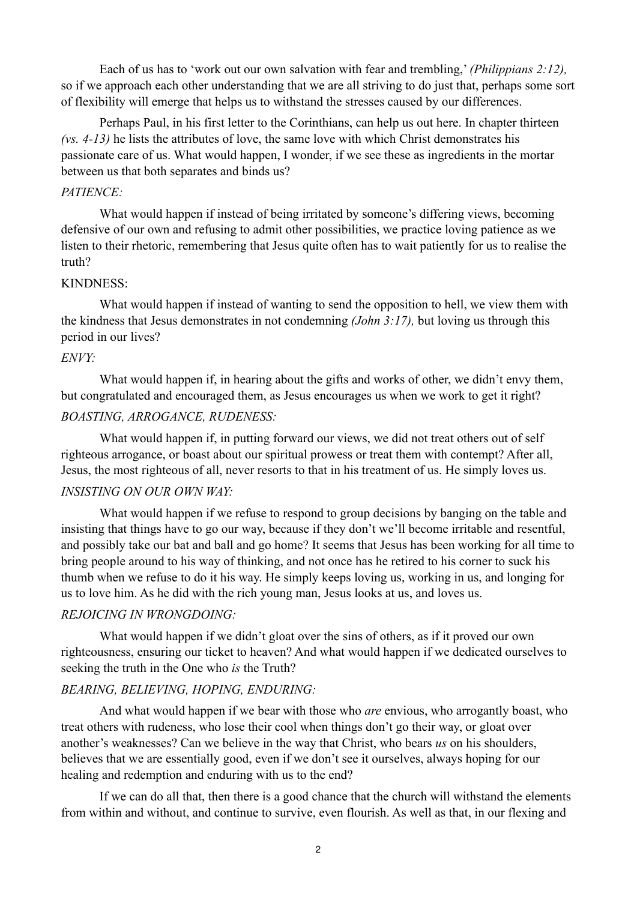Each of us has to 'work out our own salvation with fear and trembling,' *(Philippians 2:12),* so if we approach each other understanding that we are all striving to do just that, perhaps some sort of flexibility will emerge that helps us to withstand the stresses caused by our differences.

Perhaps Paul, in his first letter to the Corinthians, can help us out here. In chapter thirteen *(vs. 4-13)* he lists the attributes of love, the same love with which Christ demonstrates his passionate care of us. What would happen, I wonder, if we see these as ingredients in the mortar between us that both separates and binds us?

*PATIENCE:*

What would happen if instead of being irritated by someone's differing views, becoming defensive of our own and refusing to admit other possibilities, we practice loving patience as we listen to their rhetoric, remembering that Jesus quite often has to wait patiently for us to realise the truth?

KINDNESS:

What would happen if instead of wanting to send the opposition to hell, we view them with the kindness that Jesus demonstrates in not condemning *(John 3:17),* but loving us through this period in our lives?

*ENVY:*

What would happen if, in hearing about the gifts and works of other, we didn't envy them, but congratulated and encouraged them, as Jesus encourages us when we work to get it right?

*BOASTING, ARROGANCE, RUDENESS:*

What would happen if, in putting forward our views, we did not treat others out of self righteous arrogance, or boast about our spiritual prowess or treat them with contempt? After all, Jesus, the most righteous of all, never resorts to that in his treatment of us. He simply loves us.

*INSISTING ON OUR OWN WAY:*

What would happen if we refuse to respond to group decisions by banging on the table and insisting that things have to go our way, because if they don't we'll become irritable and resentful, and possibly take our bat and ball and go home? It seems that Jesus has been working for all time to bring people around to his way of thinking, and not once has he retired to his corner to suck his thumb when we refuse to do it his way. He simply keeps loving us, working in us, and longing for us to love him. As he did with the rich young man, Jesus looks at us, and loves us.

*REJOICING IN WRONGDOING:*

What would happen if we didn't gloat over the sins of others, as if it proved our own righteousness, ensuring our ticket to heaven? And what would happen if we dedicated ourselves to seeking the truth in the One who *is* the Truth?

*BEARING, BELIEVING, HOPING, ENDURING:*

And what would happen if we bear with those who *are* envious, who arrogantly boast, who treat others with rudeness, who lose their cool when things don't go their way, or gloat over another's weaknesses? Can we believe in the way that Christ, who bears *us* on his shoulders, believes that we are essentially good, even if we don't see it ourselves, always hoping for our healing and redemption and enduring with us to the end?

If we can do all that, then there is a good chance that the church will withstand the elements from within and without, and continue to survive, even flourish. As well as that, in our flexing and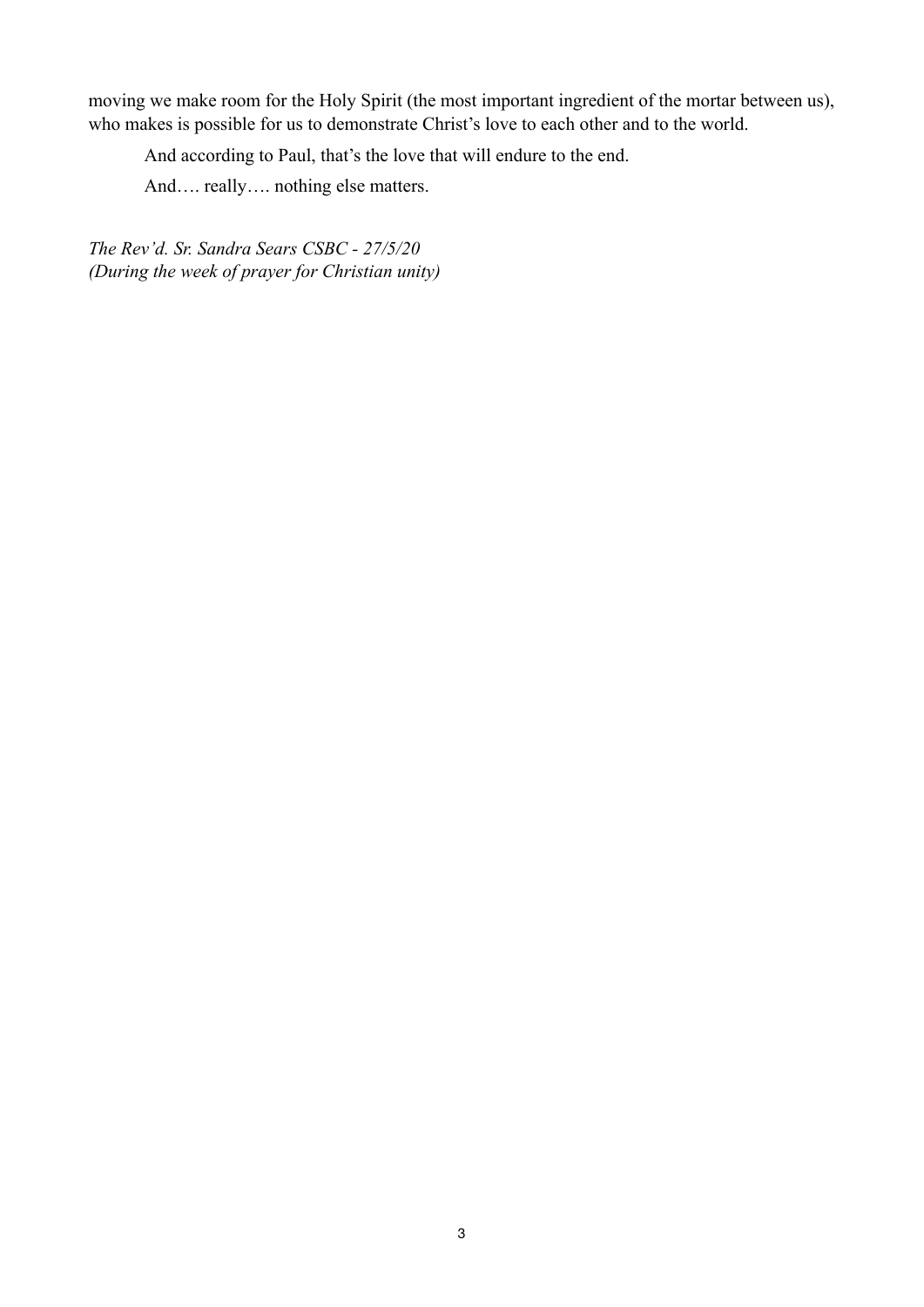moving we make room for the Holy Spirit (the most important ingredient of the mortar between us), who makes is possible for us to demonstrate Christ's love to each other and to the world.

And according to Paul, that's the love that will endure to the end.

And…. really…. nothing else matters.

*The Rev'd. Sr. Sandra Sears CSBC - 27/5/20*
*(During the week of prayer for Christian unity)*